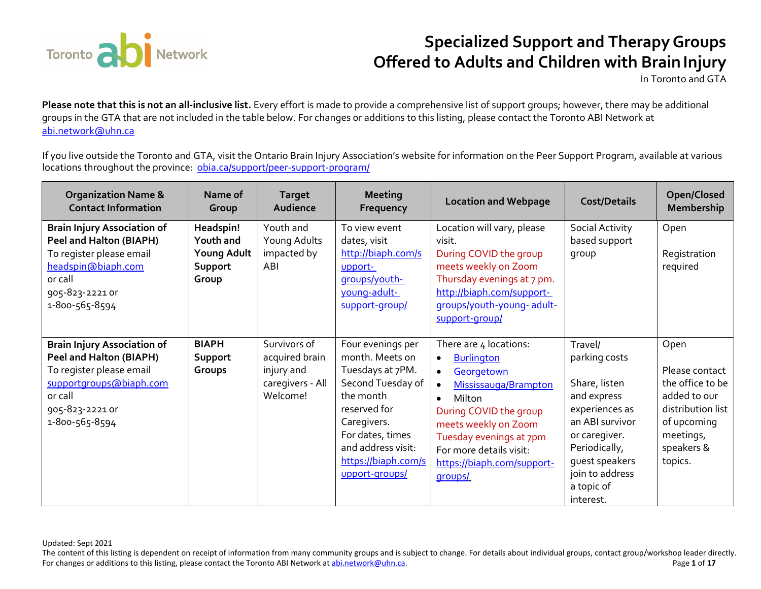# Specialized Support and Therapy Groups Offered to Adults and Children with Brain Injury

In Toronto and GTA

**Please note that this is not an all-inclusive list.** Every effort is made to provide a comprehensive list of support groups; however, there may be additional groups in the GTA that are not included in the table below. For changes or additions to this listing, please contact the Toronto ABI Network at abi.network@uhn.ca

If you live outside the Toronto and GTA, visit the Ontario Brain Injury Association's website for information on the Peer Support Program, available at various locations throughout the province: obia.ca/support/peer-support-program/

| Organization Name & Contact Information | Name of Group | Target Audience | Meeting Frequency | Location and Webpage | Cost/Details | Open/Closed Membership |
|---|---|---|---|---|---|---|
| **Brain Injury Association of Peel and Halton (BIAPH)** To register please email headspin@biaph.com or call 905-823-2221 or 1-800-565-8594 | **Headspin! Youth and Young Adult Support Group** | Youth and Young Adults impacted by ABI | To view event dates, visit http://biaph.com/support-groups/youth-young-adult-support-group/ | Location will vary, please visit. During COVID the group meets weekly on Zoom Thursday evenings at 7 pm. http://biaph.com/support-groups/youth-young-adult-support-group/ | Social Activity based support group | Open<br><br>Registration required |
| **Brain Injury Association of Peel and Halton (BIAPH)** To register please email supportgroups@biaph.com or call 905-823-2221 or 1-800-565-8594 | **BIAPH Support Groups** | Survivors of acquired brain injury and caregivers - All Welcome! | Four evenings per month. Meets on Tuesdays at 7PM. Second Tuesday of the month reserved for Caregivers. For dates, times and address visit: https://biaph.com/support-groups/ | There are 4 locations:<br>• Burlington<br>• Georgetown<br>• Mississauga/Brampton<br>• Milton<br>During COVID the group meets weekly on Zoom Tuesday evenings at 7pm<br>For more details visit: https://biaph.com/support-groups/ | Travel/ parking costs<br><br>Share, listen and express experiences as an ABI survivor or caregiver. Periodically, guest speakers join to address a topic of interest. | Open<br><br>Please contact the office to be added to our distribution list of upcoming meetings, speakers & topics. |

Updated: Sept 2021

The content of this listing is dependent on receipt of information from many community groups and is subject to change. For details about individual groups, contact group/workshop leader directly. For changes or additions to this listing, please contact the Toronto ABI Network at abi.network@uhn.ca.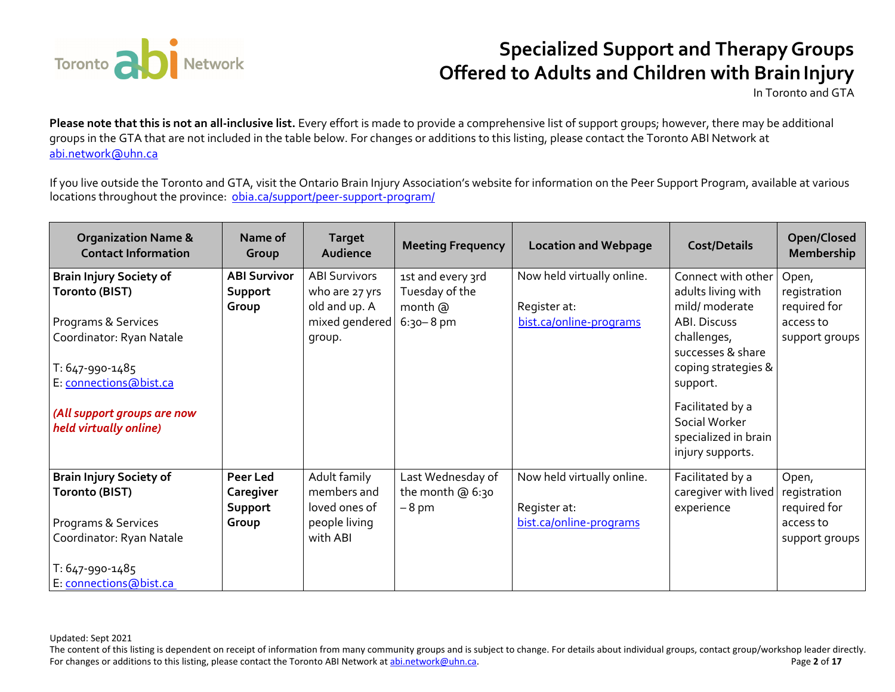# Specialized Support and Therapy Groups Offered to Adults and Children with Brain Injury

In Toronto and GTA

**Please note that this is not an all-inclusive list.** Every effort is made to provide a comprehensive list of support groups; however, there may be additional groups in the GTA that are not included in the table below. For changes or additions to this listing, please contact the Toronto ABI Network at abi.network@uhn.ca

If you live outside the Toronto and GTA, visit the Ontario Brain Injury Association's website for information on the Peer Support Program, available at various locations throughout the province: obia.ca/support/peer-support-program/

| Organization Name & Contact Information | Name of Group | Target Audience | Meeting Frequency | Location and Webpage | Cost/Details | Open/Closed Membership |
|---|---|---|---|---|---|---|
| **Brain Injury Society of Toronto (BIST)**<br><br>Programs & Services Coordinator: Ryan Natale<br><br>T: 647-990-1485<br>E: connections@bist.ca<br><br>***(All support groups are now held virtually online)*** | **ABI Survivor Support Group** | ABI Survivors who are 27 yrs old and up. A mixed gendered group. | 1st and every 3rd Tuesday of the month @ 6:30– 8 pm | Now held virtually online.<br><br>Register at:<br>bist.ca/online-programs | Connect with other adults living with mild/ moderate ABI. Discuss challenges, successes & share coping strategies & support.<br><br>Facilitated by a Social Worker specialized in brain injury supports. | Open, registration required for access to support groups |
| **Brain Injury Society of Toronto (BIST)**<br><br>Programs & Services Coordinator: Ryan Natale<br><br>T: 647-990-1485<br>E: connections@bist.ca | **Peer Led Caregiver Support Group** | Adult family members and loved ones of people living with ABI | Last Wednesday of the month @ 6:30 – 8 pm | Now held virtually online.<br><br>Register at:<br>bist.ca/online-programs | Facilitated by a caregiver with lived experience | Open, registration required for access to support groups |

Updated: Sept 2021

The content of this listing is dependent on receipt of information from many community groups and is subject to change. For details about individual groups, contact group/workshop leader directly. For changes or additions to this listing, please contact the Toronto ABI Network at abi.network@uhn.ca.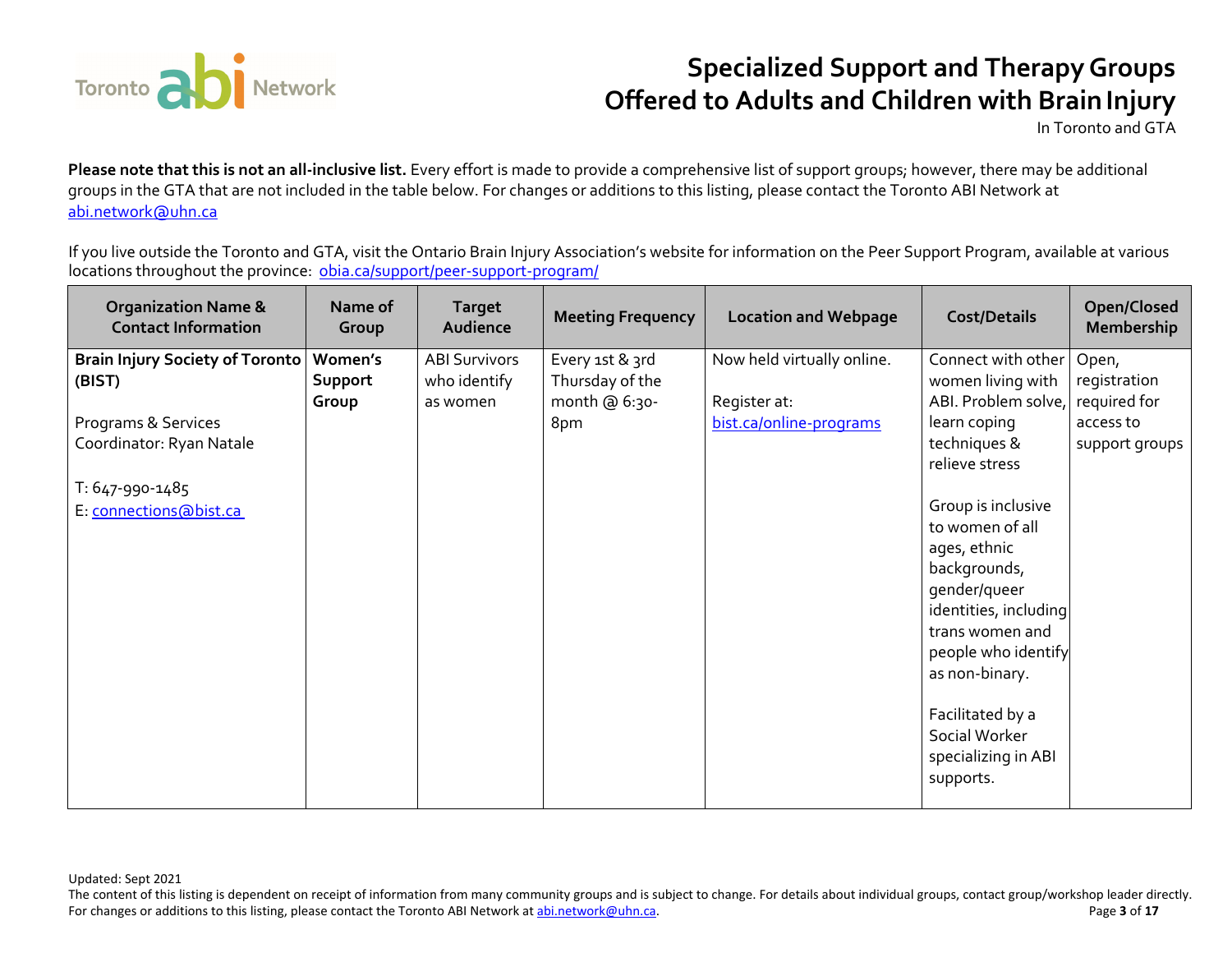# Specialized Support and Therapy Groups Offered to Adults and Children with Brain Injury

In Toronto and GTA

**Please note that this is not an all-inclusive list.** Every effort is made to provide a comprehensive list of support groups; however, there may be additional groups in the GTA that are not included in the table below. For changes or additions to this listing, please contact the Toronto ABI Network at abi.network@uhn.ca

If you live outside the Toronto and GTA, visit the Ontario Brain Injury Association's website for information on the Peer Support Program, available at various locations throughout the province: obia.ca/support/peer-support-program/

| Organization Name & Contact Information | Name of Group | Target Audience | Meeting Frequency | Location and Webpage | Cost/Details | Open/Closed Membership |
|---|---|---|---|---|---|---|
| **Brain Injury Society of Toronto (BIST)**<br><br>Programs & Services Coordinator: Ryan Natale<br><br>T: 647-990-1485<br>E: connections@bist.ca | **Women's Support Group** | ABI Survivors who identify as women | Every 1st & 3rd Thursday of the month @ 6:30-8pm | Now held virtually online.<br><br>Register at: bist.ca/online-programs | Connect with other women living with ABI. Problem solve, learn coping techniques & relieve stress<br><br>Group is inclusive to women of all ages, ethnic backgrounds, gender/queer identities, including trans women and people who identify as non-binary.<br><br>Facilitated by a Social Worker specializing in ABI supports. | Open, registration required for access to support groups |

Updated: Sept 2021

The content of this listing is dependent on receipt of information from many community groups and is subject to change. For details about individual groups, contact group/workshop leader directly. For changes or additions to this listing, please contact the Toronto ABI Network at abi.network@uhn.ca.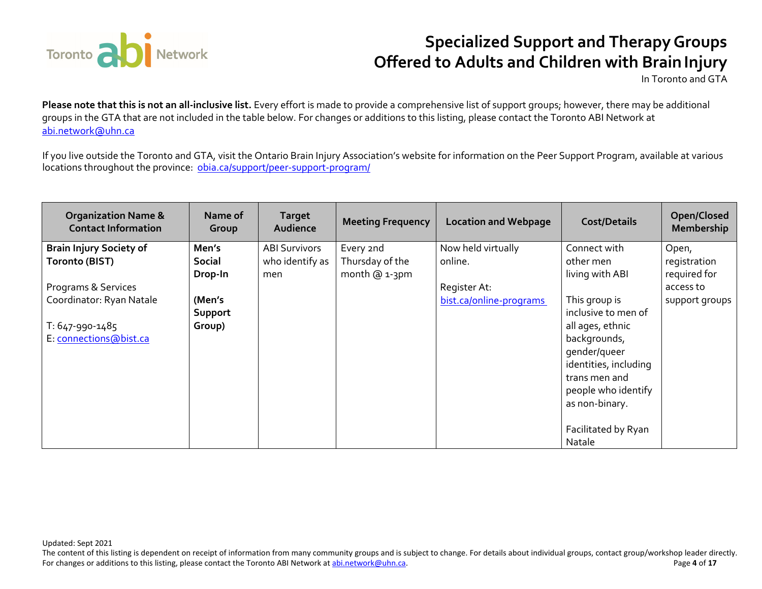# Specialized Support and Therapy Groups Offered to Adults and Children with Brain Injury

In Toronto and GTA

**Please note that this is not an all-inclusive list.** Every effort is made to provide a comprehensive list of support groups; however, there may be additional groups in the GTA that are not included in the table below. For changes or additions to this listing, please contact the Toronto ABI Network at abi.network@uhn.ca

If you live outside the Toronto and GTA, visit the Ontario Brain Injury Association's website for information on the Peer Support Program, available at various locations throughout the province: obia.ca/support/peer-support-program/

| Organization Name & Contact Information | Name of Group | Target Audience | Meeting Frequency | Location and Webpage | Cost/Details | Open/Closed Membership |
|---|---|---|---|---|---|---|
| **Brain Injury Society of Toronto (BIST)**<br><br>Programs & Services Coordinator: Ryan Natale<br><br>T: 647-990-1485<br>E: connections@bist.ca | **Men's Social Drop-In**<br><br>**(Men's Support Group)** | ABI Survivors who identify as men | Every 2nd Thursday of the month @ 1-3pm | Now held virtually online.<br><br>Register At: bist.ca/online-programs | Connect with other men living with ABI<br><br>This group is inclusive to men of all ages, ethnic backgrounds, gender/queer identities, including trans men and people who identify as non-binary.<br><br>Facilitated by Ryan Natale | Open, registration required for access to support groups |

Updated: Sept 2021

The content of this listing is dependent on receipt of information from many community groups and is subject to change. For details about individual groups, contact group/workshop leader directly. For changes or additions to this listing, please contact the Toronto ABI Network at abi.network@uhn.ca.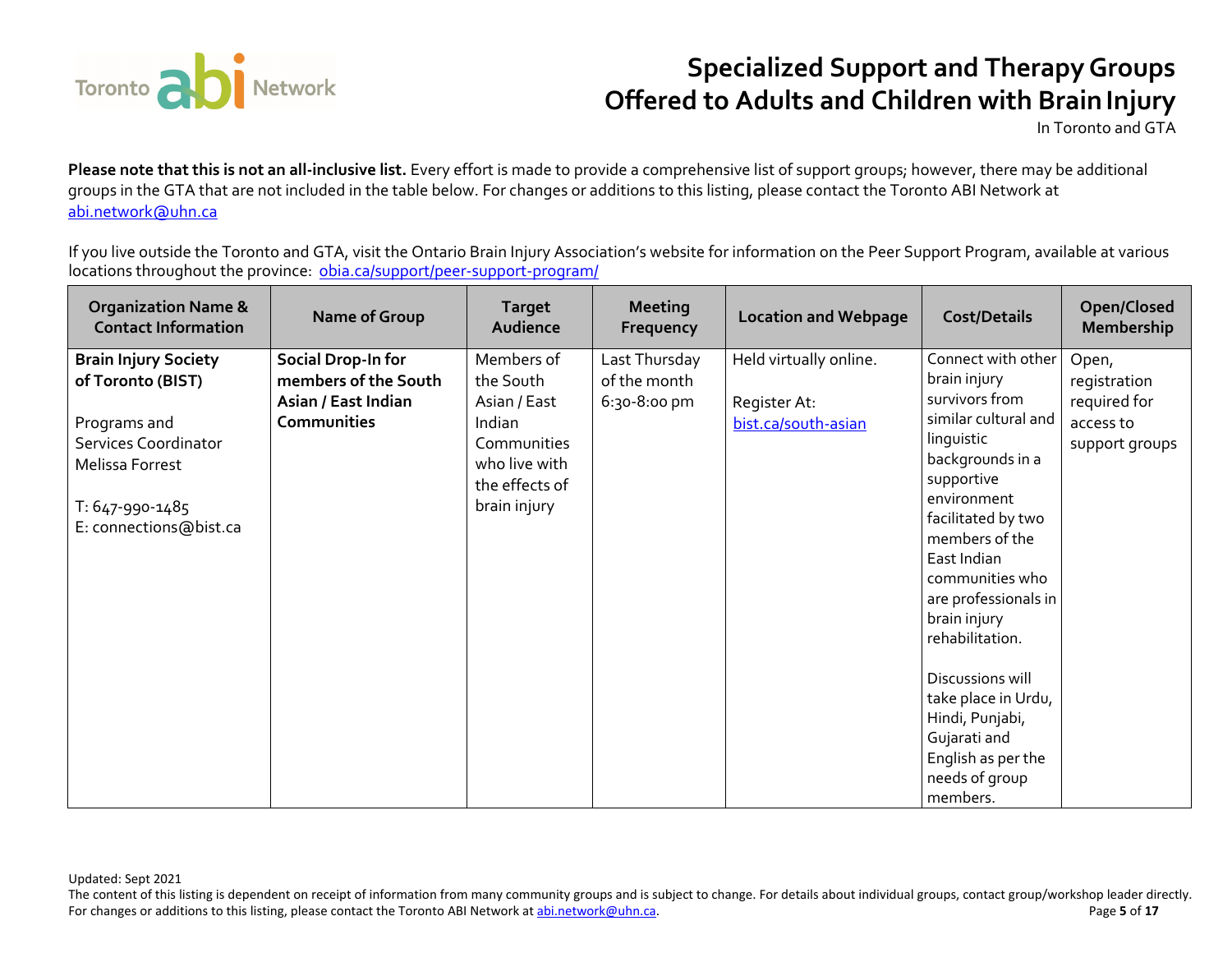# Specialized Support and Therapy Groups Offered to Adults and Children with Brain Injury

In Toronto and GTA

**Please note that this is not an all-inclusive list.** Every effort is made to provide a comprehensive list of support groups; however, there may be additional groups in the GTA that are not included in the table below. For changes or additions to this listing, please contact the Toronto ABI Network at abi.network@uhn.ca

If you live outside the Toronto and GTA, visit the Ontario Brain Injury Association's website for information on the Peer Support Program, available at various locations throughout the province: obia.ca/support/peer-support-program/

| Organization Name & Contact Information | Name of Group | Target Audience | Meeting Frequency | Location and Webpage | Cost/Details | Open/Closed Membership |
|---|---|---|---|---|---|---|
| **Brain Injury Society of Toronto (BIST)**<br><br>Programs and Services Coordinator Melissa Forrest<br><br>T: 647-990-1485<br>E: connections@bist.ca | **Social Drop-In for members of the South Asian / East Indian Communities** | Members of the South Asian / East Indian Communities who live with the effects of brain injury | Last Thursday of the month 6:30-8:00 pm | Held virtually online.<br><br>Register At:<br>bist.ca/south-asian | Connect with other brain injury survivors from similar cultural and linguistic backgrounds in a supportive environment facilitated by two members of the East Indian communities who are professionals in brain injury rehabilitation.<br><br>Discussions will take place in Urdu, Hindi, Punjabi, Gujarati and English as per the needs of group members. | Open, registration required for access to support groups |

Updated: Sept 2021

The content of this listing is dependent on receipt of information from many community groups and is subject to change. For details about individual groups, contact group/workshop leader directly. For changes or additions to this listing, please contact the Toronto ABI Network at abi.network@uhn.ca.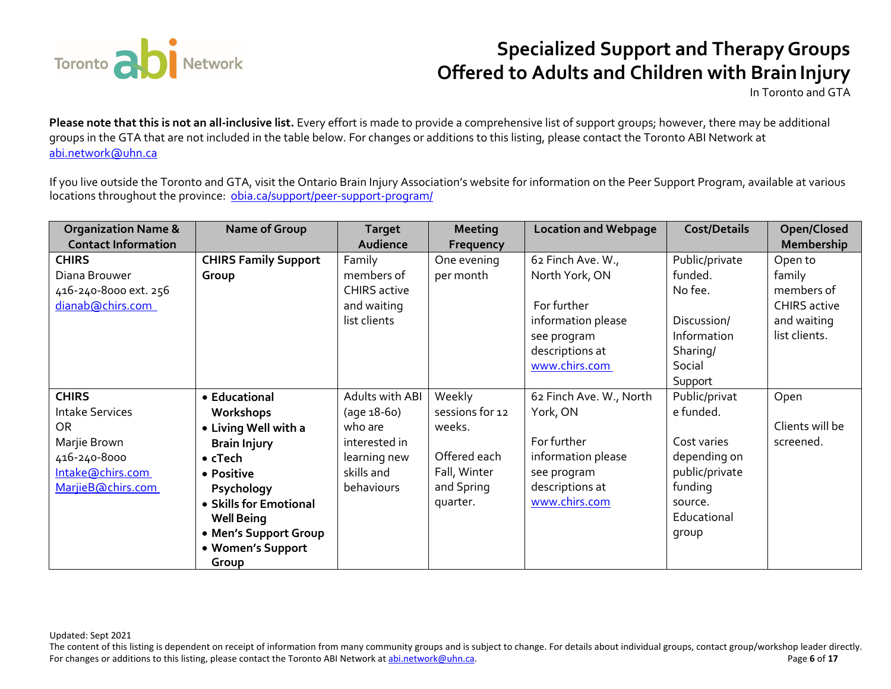# Specialized Support and Therapy Groups Offered to Adults and Children with Brain Injury

In Toronto and GTA

**Please note that this is not an all-inclusive list.** Every effort is made to provide a comprehensive list of support groups; however, there may be additional groups in the GTA that are not included in the table below. For changes or additions to this listing, please contact the Toronto ABI Network at abi.network@uhn.ca

If you live outside the Toronto and GTA, visit the Ontario Brain Injury Association's website for information on the Peer Support Program, available at various locations throughout the province: obia.ca/support/peer-support-program/

| Organization Name & Contact Information | Name of Group | Target Audience | Meeting Frequency | Location and Webpage | Cost/Details | Open/Closed Membership |
|---|---|---|---|---|---|---|
| **CHIRS**<br>Diana Brouwer<br>416-240-8000 ext. 256<br>dianab@chirs.com | **CHIRS Family Support Group** | Family members of CHIRS active and waiting list clients | One evening per month | 62 Finch Ave. W., North York, ON<br><br>For further information please see program descriptions at www.chirs.com | Public/private funded.<br>No fee.<br><br>Discussion/ Information Sharing/ Social Support | Open to family members of CHIRS active and waiting list clients. |
| **CHIRS**<br>Intake Services<br>OR<br>Marjie Brown<br>416-240-8000<br>Intake@chirs.com<br>MarjieB@chirs.com | • **Educational Workshops**<br>• **Living Well with a Brain Injury**<br>• **cTech**<br>• **Positive Psychology**<br>• **Skills for Emotional Well Being**<br>• **Men's Support Group**<br>• **Women's Support Group** | Adults with ABI (age 18-60) who are interested in learning new skills and behaviours | Weekly sessions for 12 weeks.<br><br>Offered each Fall, Winter and Spring quarter. | 62 Finch Ave. W., North York, ON<br><br>For further information please see program descriptions at www.chirs.com | Public/private funded.<br><br>Cost varies depending on public/private funding source. Educational group | Open<br><br>Clients will be screened. |

Updated: Sept 2021

The content of this listing is dependent on receipt of information from many community groups and is subject to change. For details about individual groups, contact group/workshop leader directly. For changes or additions to this listing, please contact the Toronto ABI Network at abi.network@uhn.ca.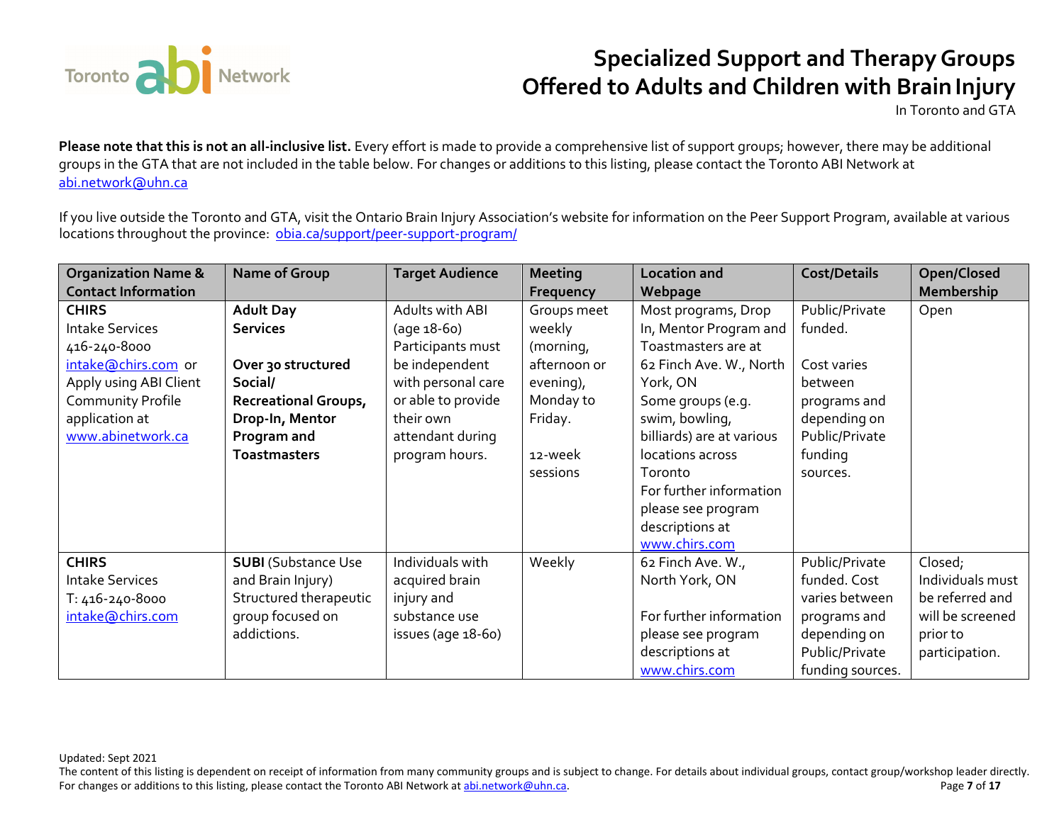# Specialized Support and Therapy Groups Offered to Adults and Children with Brain Injury

In Toronto and GTA

**Please note that this is not an all-inclusive list.** Every effort is made to provide a comprehensive list of support groups; however, there may be additional groups in the GTA that are not included in the table below. For changes or additions to this listing, please contact the Toronto ABI Network at abi.network@uhn.ca

If you live outside the Toronto and GTA, visit the Ontario Brain Injury Association's website for information on the Peer Support Program, available at various locations throughout the province: obia.ca/support/peer-support-program/

| Organization Name & Contact Information | Name of Group | Target Audience | Meeting Frequency | Location and Webpage | Cost/Details | Open/Closed Membership |
|---|---|---|---|---|---|---|
| **CHIRS** Intake Services 416-240-8000 intake@chirs.com or Apply using ABI Client Community Profile application at www.abinetwork.ca | **Adult Day Services** **Over 30 structured Social/ Recreational Groups, Drop-In, Mentor Program and Toastmasters** | Adults with ABI (age 18-60) Participants must be independent with personal care or able to provide their own attendant during program hours. | Groups meet weekly (morning, afternoon or evening), Monday to Friday. 12-week sessions | Most programs, Drop In, Mentor Program and Toastmasters are at 62 Finch Ave. W., North York, ON Some groups (e.g. swim, bowling, billiards) are at various locations across Toronto For further information please see program descriptions at www.chirs.com | Public/Private funded. Cost varies between programs and depending on Public/Private funding sources. | Open |
| **CHIRS** Intake Services T: 416-240-8000 intake@chirs.com | **SUBI** (Substance Use and Brain Injury) Structured therapeutic group focused on addictions. | Individuals with acquired brain injury and substance use issues (age 18-60) | Weekly | 62 Finch Ave. W., North York, ON For further information please see program descriptions at www.chirs.com | Public/Private funded. Cost varies between programs and depending on Public/Private funding sources. | Closed; Individuals must be referred and will be screened prior to participation. |

Updated: Sept 2021

The content of this listing is dependent on receipt of information from many community groups and is subject to change. For details about individual groups, contact group/workshop leader directly. For changes or additions to this listing, please contact the Toronto ABI Network at abi.network@uhn.ca.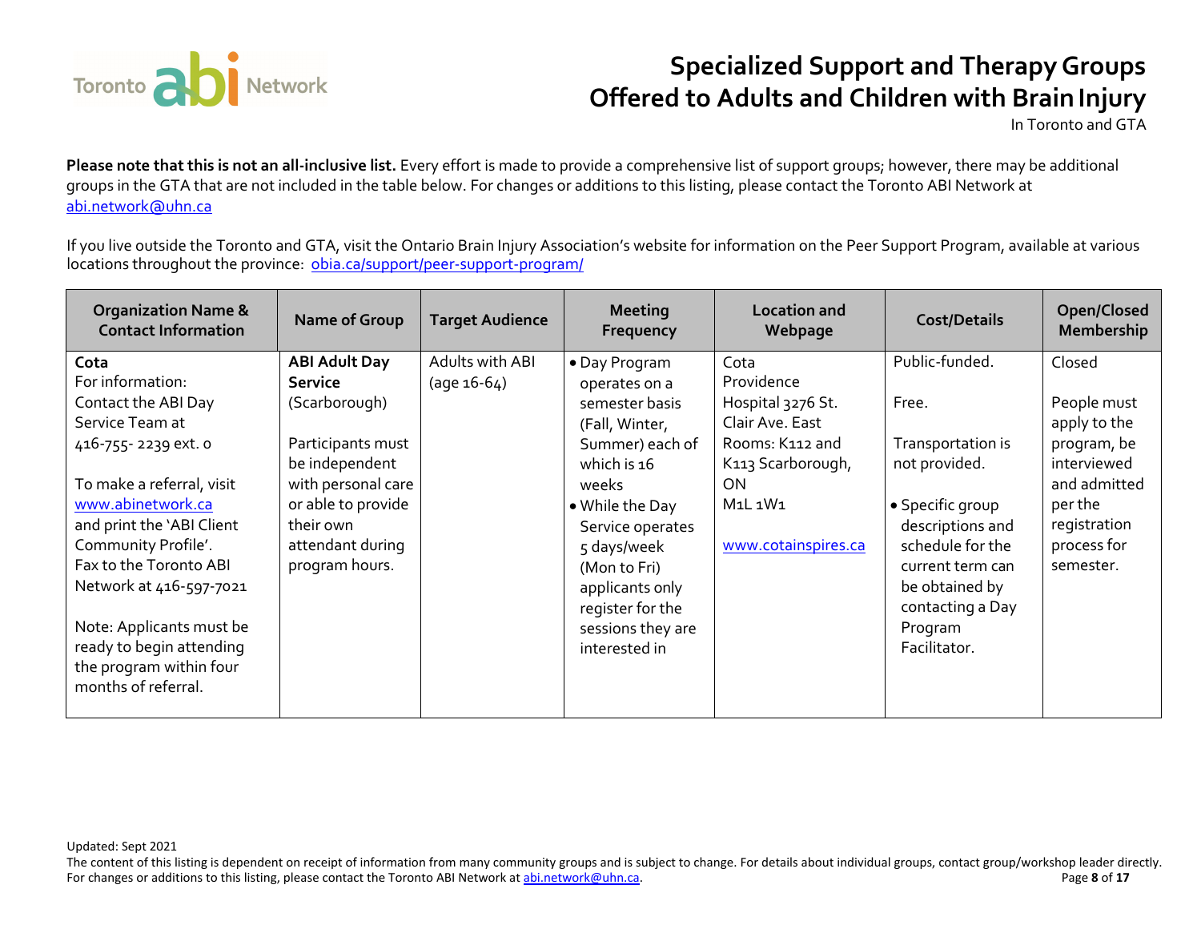# Specialized Support and Therapy Groups Offered to Adults and Children with Brain Injury

In Toronto and GTA

**Please note that this is not an all-inclusive list.** Every effort is made to provide a comprehensive list of support groups; however, there may be additional groups in the GTA that are not included in the table below. For changes or additions to this listing, please contact the Toronto ABI Network at abi.network@uhn.ca

If you live outside the Toronto and GTA, visit the Ontario Brain Injury Association's website for information on the Peer Support Program, available at various locations throughout the province: obia.ca/support/peer-support-program/

| Organization Name & Contact Information | Name of Group | Target Audience | Meeting Frequency | Location and Webpage | Cost/Details | Open/Closed Membership |
|---|---|---|---|---|---|---|
| **Cota**<br>For information: Contact the ABI Day Service Team at 416-755- 2239 ext. 0<br><br>To make a referral, visit www.abinetwork.ca and print the 'ABI Client Community Profile'. Fax to the Toronto ABI Network at 416-597-7021<br><br>Note: Applicants must be ready to begin attending the program within four months of referral. | **ABI Adult Day Service** (Scarborough)<br><br>Participants must be independent with personal care or able to provide their own attendant during program hours. | Adults with ABI (age 16-64) | • Day Program operates on a semester basis (Fall, Winter, Summer) each of which is 16 weeks<br>• While the Day Service operates 5 days/week (Mon to Fri) applicants only register for the sessions they are interested in | Cota<br>Providence Hospital 3276 St. Clair Ave. East Rooms: K112 and K113 Scarborough, ON<br>M1L 1W1<br><br>www.cotainspires.ca | Public-funded.<br><br>Free.<br><br>Transportation is not provided.<br><br>• Specific group descriptions and schedule for the current term can be obtained by contacting a Day Program Facilitator. | Closed<br><br>People must apply to the program, be interviewed and admitted per the registration process for semester. |

Updated: Sept 2021

The content of this listing is dependent on receipt of information from many community groups and is subject to change. For details about individual groups, contact group/workshop leader directly. For changes or additions to this listing, please contact the Toronto ABI Network at abi.network@uhn.ca.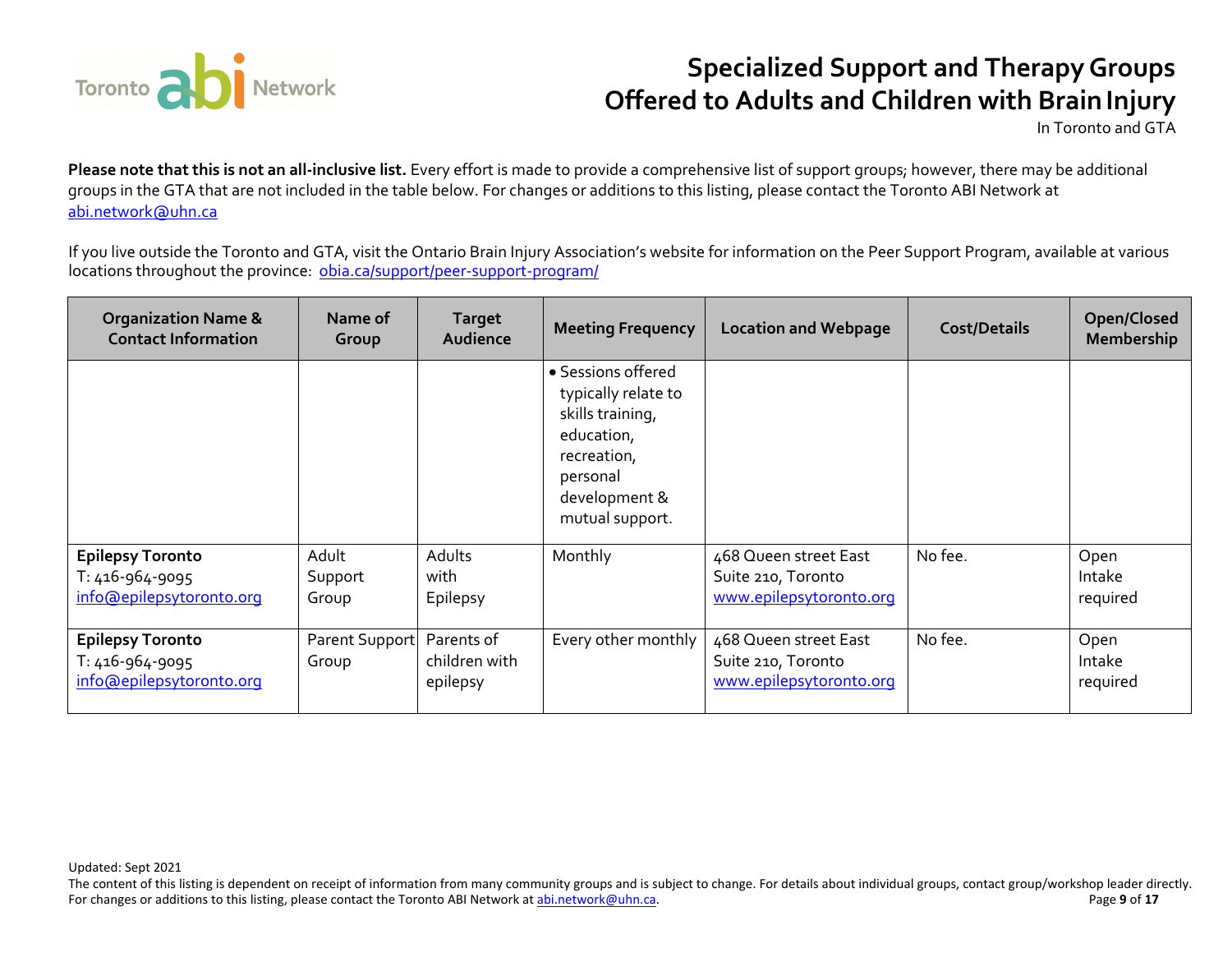# Specialized Support and Therapy Groups Offered to Adults and Children with Brain Injury

In Toronto and GTA

**Please note that this is not an all-inclusive list.** Every effort is made to provide a comprehensive list of support groups; however, there may be additional groups in the GTA that are not included in the table below. For changes or additions to this listing, please contact the Toronto ABI Network at abi.network@uhn.ca

If you live outside the Toronto and GTA, visit the Ontario Brain Injury Association's website for information on the Peer Support Program, available at various locations throughout the province: obia.ca/support/peer-support-program/

| Organization Name & Contact Information | Name of Group | Target Audience | Meeting Frequency | Location and Webpage | Cost/Details | Open/Closed Membership |
|---|---|---|---|---|---|---|
| | | | • Sessions offered typically relate to skills training, education, recreation, personal development & mutual support. | | | |
| **Epilepsy Toronto**<br>T: 416-964-9095<br>info@epilepsytoronto.org | Adult Support Group | Adults with Epilepsy | Monthly | 468 Queen street East Suite 210, Toronto<br>www.epilepsytoronto.org | No fee. | Open<br>Intake required |
| **Epilepsy Toronto**<br>T: 416-964-9095<br>info@epilepsytoronto.org | Parent Support Group | Parents of children with epilepsy | Every other monthly | 468 Queen street East Suite 210, Toronto<br>www.epilepsytoronto.org | No fee. | Open<br>Intake required |

Updated: Sept 2021

The content of this listing is dependent on receipt of information from many community groups and is subject to change. For details about individual groups, contact group/workshop leader directly. For changes or additions to this listing, please contact the Toronto ABI Network at abi.network@uhn.ca.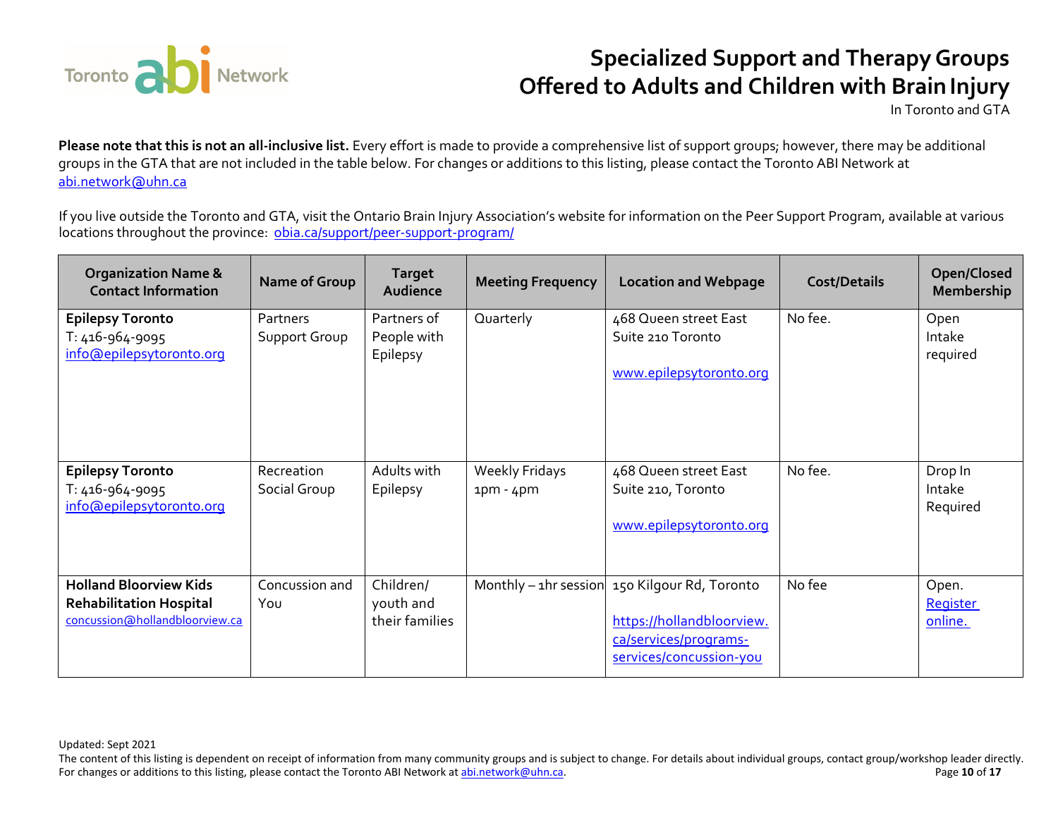# Specialized Support and Therapy Groups Offered to Adults and Children with Brain Injury

In Toronto and GTA

**Please note that this is not an all-inclusive list.** Every effort is made to provide a comprehensive list of support groups; however, there may be additional groups in the GTA that are not included in the table below. For changes or additions to this listing, please contact the Toronto ABI Network at abi.network@uhn.ca

If you live outside the Toronto and GTA, visit the Ontario Brain Injury Association's website for information on the Peer Support Program, available at various locations throughout the province: obia.ca/support/peer-support-program/

| Organization Name & Contact Information | Name of Group | Target Audience | Meeting Frequency | Location and Webpage | Cost/Details | Open/Closed Membership |
|---|---|---|---|---|---|---|
| **Epilepsy Toronto**<br>T: 416-964-9095<br>info@epilepsytoronto.org | Partners Support Group | Partners of People with Epilepsy | Quarterly | 468 Queen street East Suite 210 Toronto<br><br>www.epilepsytoronto.org | No fee. | Open<br>Intake required |
| **Epilepsy Toronto**<br>T: 416-964-9095<br>info@epilepsytoronto.org | Recreation Social Group | Adults with Epilepsy | Weekly Fridays 1pm - 4pm | 468 Queen street East Suite 210, Toronto<br><br>www.epilepsytoronto.org | No fee. | Drop In<br>Intake Required |
| **Holland Bloorview Kids Rehabilitation Hospital**<br>concussion@hollandbloorview.ca | Concussion and You | Children/ youth and their families | Monthly – 1hr session | 150 Kilgour Rd, Toronto<br><br>https://hollandbloorview.ca/services/programs-services/concussion-you | No fee | Open.<br>Register online. |

Updated: Sept 2021

The content of this listing is dependent on receipt of information from many community groups and is subject to change. For details about individual groups, contact group/workshop leader directly. For changes or additions to this listing, please contact the Toronto ABI Network at abi.network@uhn.ca.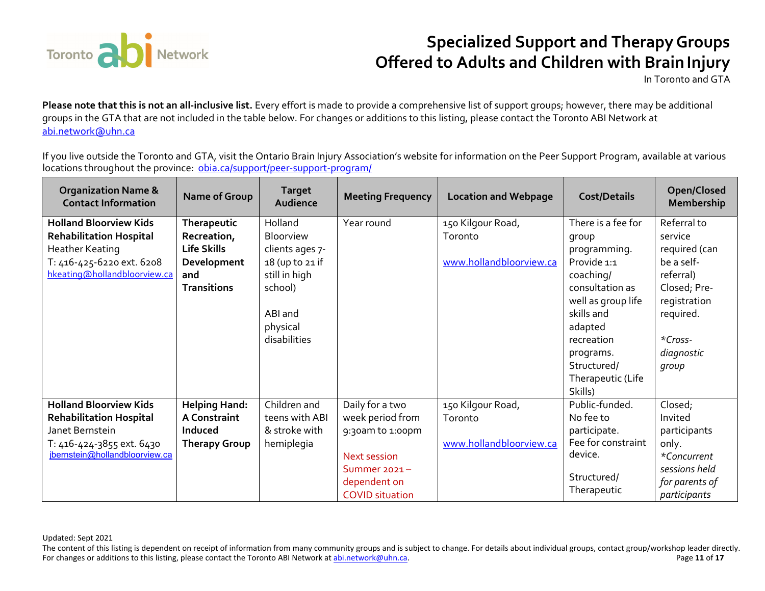# Specialized Support and Therapy Groups Offered to Adults and Children with Brain Injury

In Toronto and GTA

**Please note that this is not an all-inclusive list.** Every effort is made to provide a comprehensive list of support groups; however, there may be additional groups in the GTA that are not included in the table below. For changes or additions to this listing, please contact the Toronto ABI Network at abi.network@uhn.ca

If you live outside the Toronto and GTA, visit the Ontario Brain Injury Association's website for information on the Peer Support Program, available at various locations throughout the province: obia.ca/support/peer-support-program/

| Organization Name & Contact Information | Name of Group | Target Audience | Meeting Frequency | Location and Webpage | Cost/Details | Open/Closed Membership |
|---|---|---|---|---|---|---|
| **Holland Bloorview Kids Rehabilitation Hospital**<br>Heather Keating<br>T: 416-425-6220 ext. 6208<br>hkeating@hollandbloorview.ca | **Therapeutic Recreation, Life Skills Development and Transitions** | Holland Bloorview clients ages 7-18 (up to 21 if still in high school)<br><br>ABI and physical disabilities | Year round | 150 Kilgour Road, Toronto<br><br>www.hollandbloorview.ca | There is a fee for group programming. Provide 1:1 coaching/ consultation as well as group life skills and adapted recreation programs. Structured/ Therapeutic (Life Skills) | Referral to service required (can be a self-referral) Closed; Pre-registration required.<br><br>*\*Cross-diagnostic group* |
| **Holland Bloorview Kids Rehabilitation Hospital**<br>Janet Bernstein<br>T: 416-424-3855 ext. 6430<br>jbernstein@hollandbloorview.ca | **Helping Hand: A Constraint Induced Therapy Group** | Children and teens with ABI & stroke with hemiplegia | Daily for a two week period from 9:30am to 1:00pm<br><br>Next session Summer 2021 – dependent on COVID situation | 150 Kilgour Road, Toronto<br><br>www.hollandbloorview.ca | Public-funded. No fee to participate. Fee for constraint device.<br><br>Structured/ Therapeutic | Closed; Invited participants only.<br>*\*Concurrent sessions held for parents of participants* |

Updated: Sept 2021

The content of this listing is dependent on receipt of information from many community groups and is subject to change. For details about individual groups, contact group/workshop leader directly. For changes or additions to this listing, please contact the Toronto ABI Network at abi.network@uhn.ca.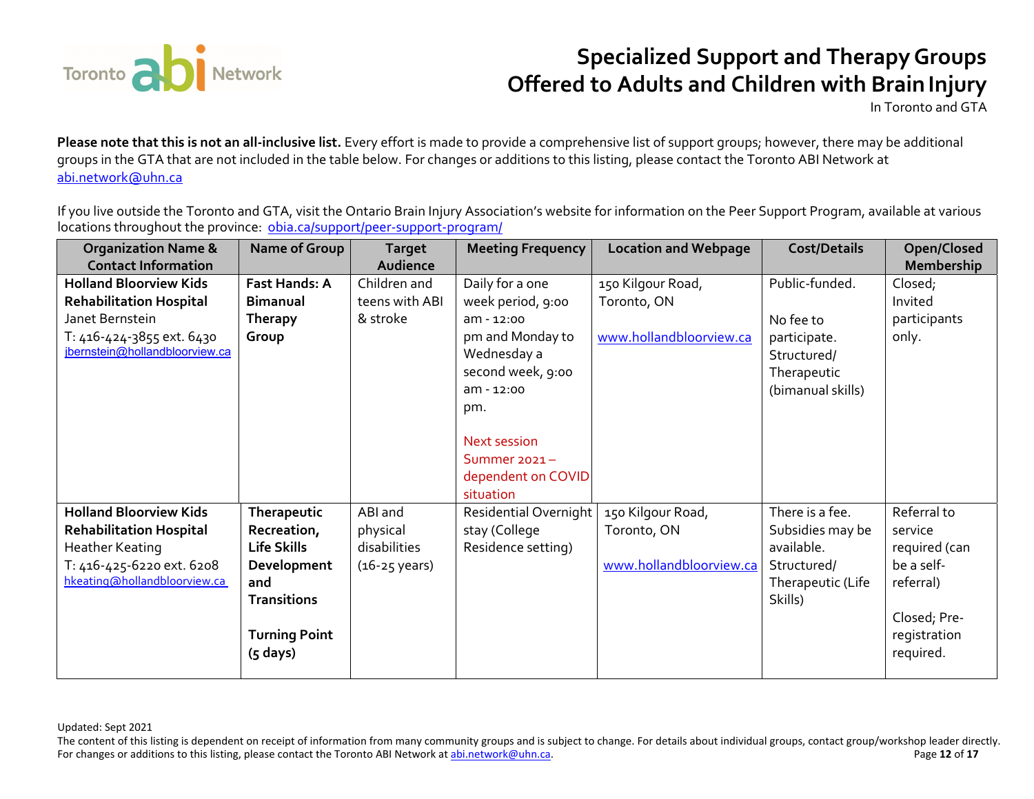# Specialized Support and Therapy Groups Offered to Adults and Children with Brain Injury

In Toronto and GTA

**Please note that this is not an all-inclusive list.** Every effort is made to provide a comprehensive list of support groups; however, there may be additional groups in the GTA that are not included in the table below. For changes or additions to this listing, please contact the Toronto ABI Network at abi.network@uhn.ca

If you live outside the Toronto and GTA, visit the Ontario Brain Injury Association's website for information on the Peer Support Program, available at various locations throughout the province: obia.ca/support/peer-support-program/

| Organization Name & Contact Information | Name of Group | Target Audience | Meeting Frequency | Location and Webpage | Cost/Details | Open/Closed Membership |
|---|---|---|---|---|---|---|
| **Holland Bloorview Kids Rehabilitation Hospital**<br>Janet Bernstein<br>T: 416-424-3855 ext. 6430<br>jbernstein@hollandbloorview.ca | **Fast Hands: A Bimanual Therapy Group** | Children and teens with ABI & stroke | Daily for a one week period, 9:00 am - 12:00 pm and Monday to Wednesday a second week, 9:00 am - 12:00 pm.<br><br>Next session Summer 2021 – dependent on COVID situation | 150 Kilgour Road, Toronto, ON<br><br>www.hollandbloorview.ca | Public-funded.<br><br>No fee to participate. Structured/ Therapeutic (bimanual skills) | Closed; Invited participants only. |
| **Holland Bloorview Kids Rehabilitation Hospital**<br>Heather Keating<br>T: 416-425-6220 ext. 6208<br>hkeating@hollandbloorview.ca | **Therapeutic Recreation, Life Skills Development and Transitions**<br><br>**Turning Point (5 days)** | ABI and physical disabilities (16-25 years) | Residential Overnight stay (College Residence setting) | 150 Kilgour Road, Toronto, ON<br><br>www.hollandbloorview.ca | There is a fee. Subsidies may be available. Structured/ Therapeutic (Life Skills) | Referral to service required (can be a self-referral)<br><br>Closed; Pre-registration required. |

Updated: Sept 2021

The content of this listing is dependent on receipt of information from many community groups and is subject to change. For details about individual groups, contact group/workshop leader directly. For changes or additions to this listing, please contact the Toronto ABI Network at abi.network@uhn.ca.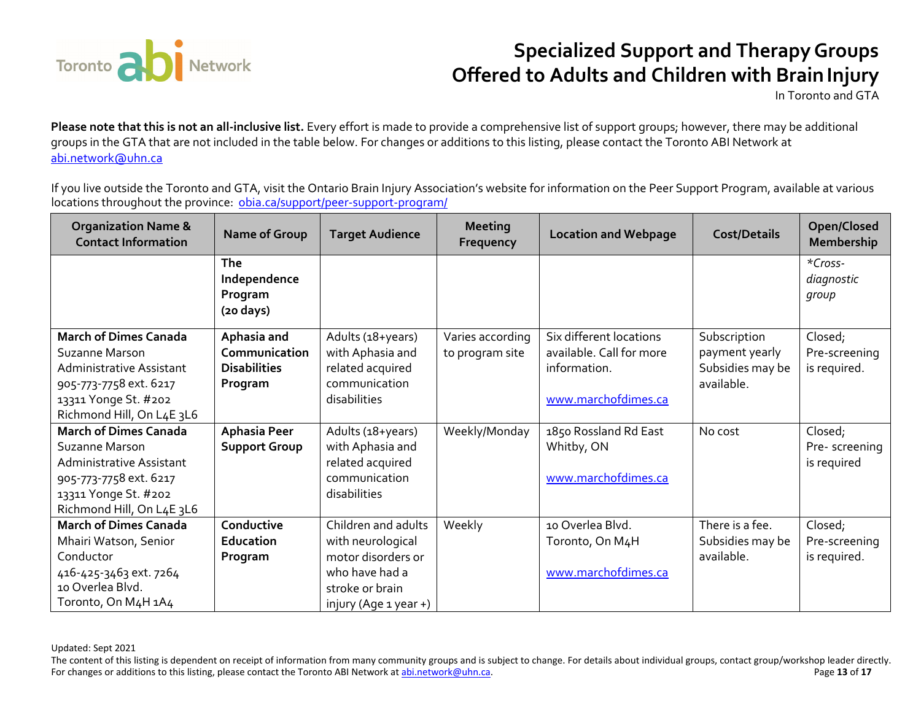# Specialized Support and Therapy Groups Offered to Adults and Children with Brain Injury

In Toronto and GTA

**Please note that this is not an all-inclusive list.** Every effort is made to provide a comprehensive list of support groups; however, there may be additional groups in the GTA that are not included in the table below. For changes or additions to this listing, please contact the Toronto ABI Network at abi.network@uhn.ca

If you live outside the Toronto and GTA, visit the Ontario Brain Injury Association's website for information on the Peer Support Program, available at various locations throughout the province: obia.ca/support/peer-support-program/

| Organization Name & Contact Information | Name of Group | Target Audience | Meeting Frequency | Location and Webpage | Cost/Details | Open/Closed Membership |
|---|---|---|---|---|---|---|
| | **The Independence Program (20 days)** | | | | | *\*Cross-diagnostic group* |
| **March of Dimes Canada** Suzanne Marson Administrative Assistant 905-773-7758 ext. 6217 13311 Yonge St. #202 Richmond Hill, On L4E 3L6 | **Aphasia and Communication Disabilities Program** | Adults (18+years) with Aphasia and related acquired communication disabilities | Varies according to program site | Six different locations available. Call for more information. www.marchofdimes.ca | Subscription payment yearly Subsidies may be available. | Closed; Pre-screening is required. |
| **March of Dimes Canada** Suzanne Marson Administrative Assistant 905-773-7758 ext. 6217 13311 Yonge St. #202 Richmond Hill, On L4E 3L6 | **Aphasia Peer Support Group** | Adults (18+years) with Aphasia and related acquired communication disabilities | Weekly/Monday | 1850 Rossland Rd East Whitby, ON www.marchofdimes.ca | No cost | Closed; Pre- screening is required |
| **March of Dimes Canada** Mhairi Watson, Senior Conductor 416-425-3463 ext. 7264 10 Overlea Blvd. Toronto, On M4H 1A4 | **Conductive Education Program** | Children and adults with neurological motor disorders or who have had a stroke or brain injury (Age 1 year +) | Weekly | 10 Overlea Blvd. Toronto, On M4H www.marchofdimes.ca | There is a fee. Subsidies may be available. | Closed; Pre-screening is required. |

Updated: Sept 2021

The content of this listing is dependent on receipt of information from many community groups and is subject to change. For details about individual groups, contact group/workshop leader directly. For changes or additions to this listing, please contact the Toronto ABI Network at abi.network@uhn.ca.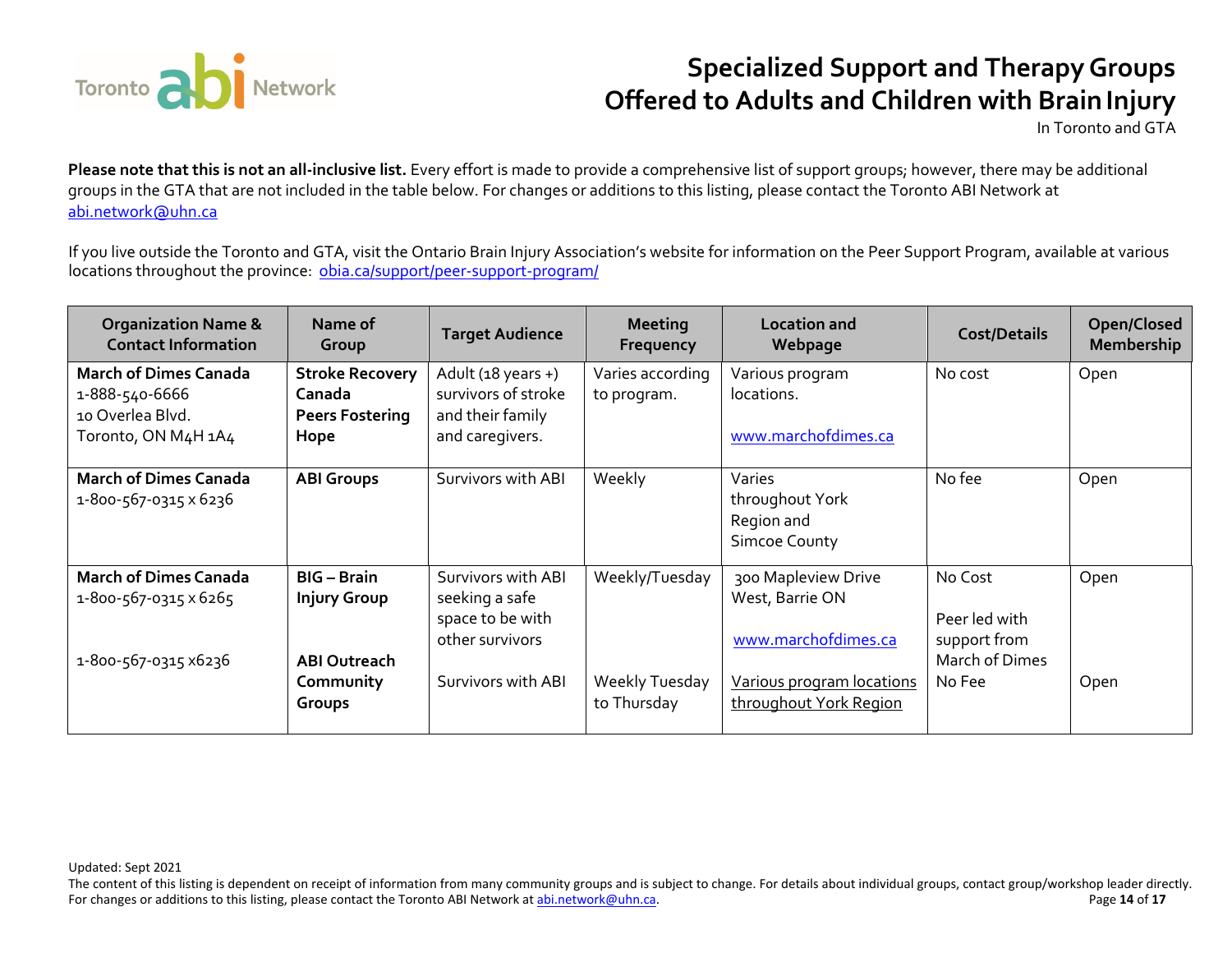# Specialized Support and Therapy Groups Offered to Adults and Children with Brain Injury

In Toronto and GTA

**Please note that this is not an all-inclusive list.** Every effort is made to provide a comprehensive list of support groups; however, there may be additional groups in the GTA that are not included in the table below. For changes or additions to this listing, please contact the Toronto ABI Network at abi.network@uhn.ca

If you live outside the Toronto and GTA, visit the Ontario Brain Injury Association's website for information on the Peer Support Program, available at various locations throughout the province: obia.ca/support/peer-support-program/

| Organization Name & Contact Information | Name of Group | Target Audience | Meeting Frequency | Location and Webpage | Cost/Details | Open/Closed Membership |
|---|---|---|---|---|---|---|
| **March of Dimes Canada**<br>1-888-540-6666<br>10 Overlea Blvd.<br>Toronto, ON M4H 1A4 | **Stroke Recovery Canada**<br>**Peers Fostering Hope** | Adult (18 years +) survivors of stroke and their family and caregivers. | Varies according to program. | Various program locations.<br><br>www.marchofdimes.ca | No cost | Open |
| **March of Dimes Canada**<br>1-800-567-0315 x 6236 | **ABI Groups** | Survivors with ABI | Weekly | Varies throughout York Region and Simcoe County | No fee | Open |
| **March of Dimes Canada**<br>1-800-567-0315 x 6265 | **BIG – Brain Injury Group** | Survivors with ABI seeking a safe space to be with other survivors | Weekly/Tuesday | 300 Mapleview Drive West, Barrie ON<br><br>www.marchofdimes.ca | No Cost<br><br>Peer led with support from March of Dimes | Open |
| 1-800-567-0315 x6236 | **ABI Outreach Community Groups** | Survivors with ABI | Weekly Tuesday to Thursday | Various program locations throughout York Region | No Fee | Open |

Updated: Sept 2021

The content of this listing is dependent on receipt of information from many community groups and is subject to change. For details about individual groups, contact group/workshop leader directly. For changes or additions to this listing, please contact the Toronto ABI Network at abi.network@uhn.ca.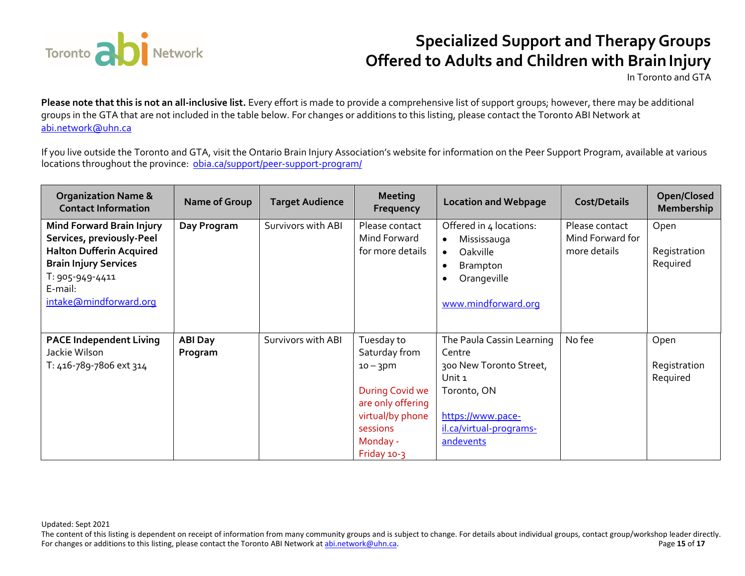# Specialized Support and Therapy Groups Offered to Adults and Children with Brain Injury

In Toronto and GTA

**Please note that this is not an all-inclusive list.** Every effort is made to provide a comprehensive list of support groups; however, there may be additional groups in the GTA that are not included in the table below. For changes or additions to this listing, please contact the Toronto ABI Network at abi.network@uhn.ca

If you live outside the Toronto and GTA, visit the Ontario Brain Injury Association's website for information on the Peer Support Program, available at various locations throughout the province: obia.ca/support/peer-support-program/

| Organization Name & Contact Information | Name of Group | Target Audience | Meeting Frequency | Location and Webpage | Cost/Details | Open/Closed Membership |
|---|---|---|---|---|---|---|
| **Mind Forward Brain Injury Services, previously-Peel Halton Dufferin Acquired Brain Injury Services**<br>T: 905-949-4411<br>E-mail: intake@mindforward.org | **Day Program** | Survivors with ABI | Please contact Mind Forward for more details | Offered in 4 locations:<br>• Mississauga<br>• Oakville<br>• Brampton<br>• Orangeville<br><br>www.mindforward.org | Please contact Mind Forward for more details | Open<br><br>Registration Required |
| **PACE Independent Living**<br>Jackie Wilson<br>T: 416-789-7806 ext 314 | **ABI Day Program** | Survivors with ABI | Tuesday to Saturday from 10 – 3pm<br><br>During Covid we are only offering virtual/by phone sessions Monday - Friday 10-3 | The Paula Cassin Learning Centre<br>300 New Toronto Street, Unit 1<br>Toronto, ON<br><br>https://www.pace-il.ca/virtual-programs-andevents | No fee | Open<br><br>Registration Required |

Updated: Sept 2021

The content of this listing is dependent on receipt of information from many community groups and is subject to change. For details about individual groups, contact group/workshop leader directly. For changes or additions to this listing, please contact the Toronto ABI Network at abi.network@uhn.ca.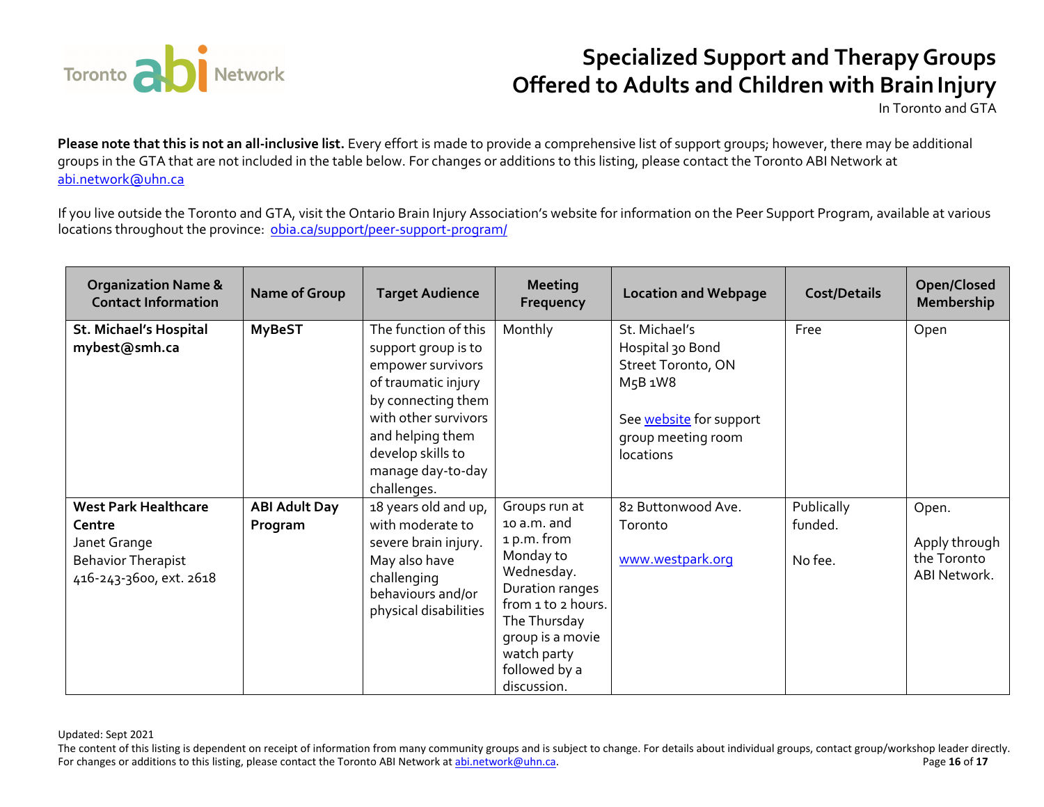# Specialized Support and Therapy Groups Offered to Adults and Children with Brain Injury

In Toronto and GTA

**Please note that this is not an all-inclusive list.** Every effort is made to provide a comprehensive list of support groups; however, there may be additional groups in the GTA that are not included in the table below. For changes or additions to this listing, please contact the Toronto ABI Network at abi.network@uhn.ca

If you live outside the Toronto and GTA, visit the Ontario Brain Injury Association's website for information on the Peer Support Program, available at various locations throughout the province: obia.ca/support/peer-support-program/

| Organization Name & Contact Information | Name of Group | Target Audience | Meeting Frequency | Location and Webpage | Cost/Details | Open/Closed Membership |
|---|---|---|---|---|---|---|
| **St. Michael's Hospital** **mybest@smh.ca** | **MyBeST** | The function of this support group is to empower survivors of traumatic injury by connecting them with other survivors and helping them develop skills to manage day-to-day challenges. | Monthly | St. Michael's Hospital 30 Bond Street Toronto, ON M5B 1W8<br><br>See website for support group meeting room locations | Free | Open |
| **West Park Healthcare Centre**<br>Janet Grange<br>Behavior Therapist<br>416-243-3600, ext. 2618 | **ABI Adult Day Program** | 18 years old and up, with moderate to severe brain injury. May also have challenging behaviours and/or physical disabilities | Groups run at 10 a.m. and 1 p.m. from Monday to Wednesday. Duration ranges from 1 to 2 hours. The Thursday group is a movie watch party followed by a discussion. | 82 Buttonwood Ave. Toronto<br><br>www.westpark.org | Publically funded.<br><br>No fee. | Open.<br><br>Apply through the Toronto ABI Network. |

Updated: Sept 2021

The content of this listing is dependent on receipt of information from many community groups and is subject to change. For details about individual groups, contact group/workshop leader directly. For changes or additions to this listing, please contact the Toronto ABI Network at abi.network@uhn.ca.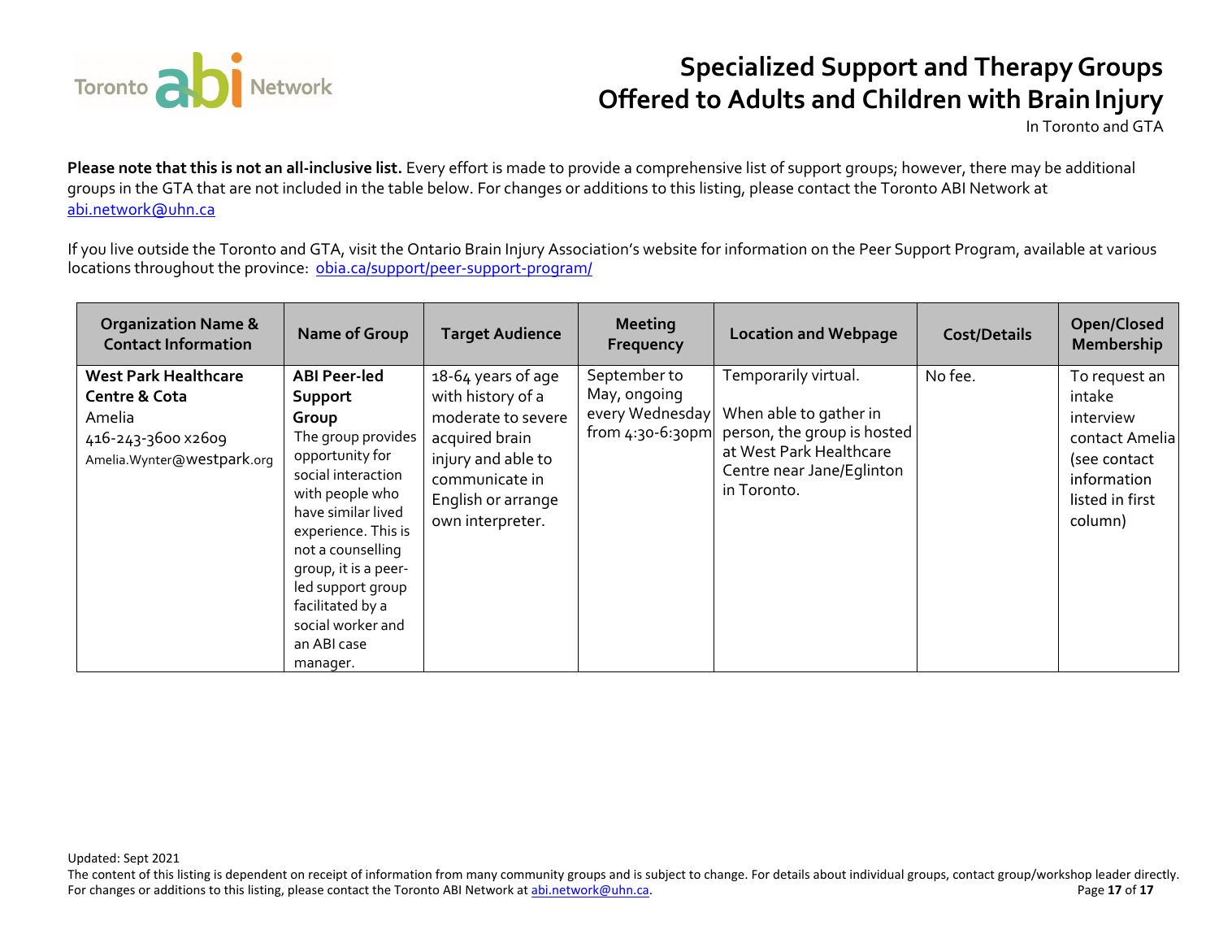# Specialized Support and Therapy Groups Offered to Adults and Children with Brain Injury

In Toronto and GTA

**Please note that this is not an all-inclusive list.** Every effort is made to provide a comprehensive list of support groups; however, there may be additional groups in the GTA that are not included in the table below. For changes or additions to this listing, please contact the Toronto ABI Network at abi.network@uhn.ca

If you live outside the Toronto and GTA, visit the Ontario Brain Injury Association's website for information on the Peer Support Program, available at various locations throughout the province: obia.ca/support/peer-support-program/

| Organization Name & Contact Information | Name of Group | Target Audience | Meeting Frequency | Location and Webpage | Cost/Details | Open/Closed Membership |
|---|---|---|---|---|---|---|
| **West Park Healthcare Centre & Cota**<br>Amelia<br>416-243-3600 x2609<br>Amelia.Wynter@westpark.org | **ABI Peer-led Support Group**<br>The group provides opportunity for social interaction with people who have similar lived experience. This is not a counselling group, it is a peer-led support group facilitated by a social worker and an ABI case manager. | 18-64 years of age with history of a moderate to severe acquired brain injury and able to communicate in English or arrange own interpreter. | September to May, ongoing every Wednesday from 4:30-6:30pm | Temporarily virtual.<br><br>When able to gather in person, the group is hosted at West Park Healthcare Centre near Jane/Eglinton in Toronto. | No fee. | To request an intake interview contact Amelia (see contact information listed in first column) |

Updated: Sept 2021

The content of this listing is dependent on receipt of information from many community groups and is subject to change. For details about individual groups, contact group/workshop leader directly. For changes or additions to this listing, please contact the Toronto ABI Network at abi.network@uhn.ca.